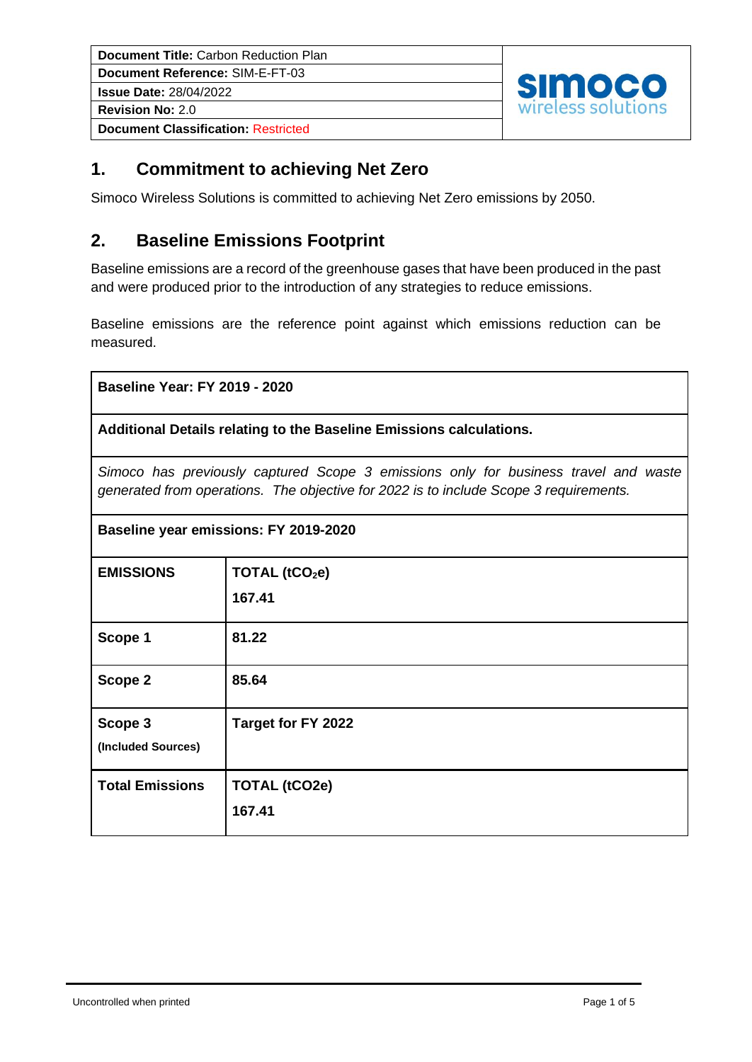| **Document Title:** Carbon Reduction Plan |
| --- |
| **Document Reference:** SIM-E-FT-03 |
| **Issue Date:** 28/04/2022 |
| **Revision No:** 2.0 |
| **Document Classification:** Restricted |

## 1. Commitment to achieving Net Zero

Simoco Wireless Solutions is committed to achieving Net Zero emissions by 2050.

## 2. Baseline Emissions Footprint

Baseline emissions are a record of the greenhouse gases that have been produced in the past and were produced prior to the introduction of any strategies to reduce emissions.

Baseline emissions are the reference point against which emissions reduction can be measured.

| **Baseline Year: FY 2019 - 2020** | |
| --- | --- |
| **Additional Details relating to the Baseline Emissions calculations.** | |
| *Simoco has previously captured Scope 3 emissions only for business travel and waste generated from operations. The objective for 2022 is to include Scope 3 requirements.* | |
| **Baseline year emissions: FY 2019-2020** | |
| **EMISSIONS** | **TOTAL ($tCO_2e$)**<br>**167.41** |
| **Scope 1** | **81.22** |
| **Scope 2** | **85.64** |
| **Scope 3**<br>**(Included Sources)** | **Target for FY 2022** |
| **Total Emissions** | **TOTAL (tCO2e)**<br>**167.41** |

Uncontrolled when printed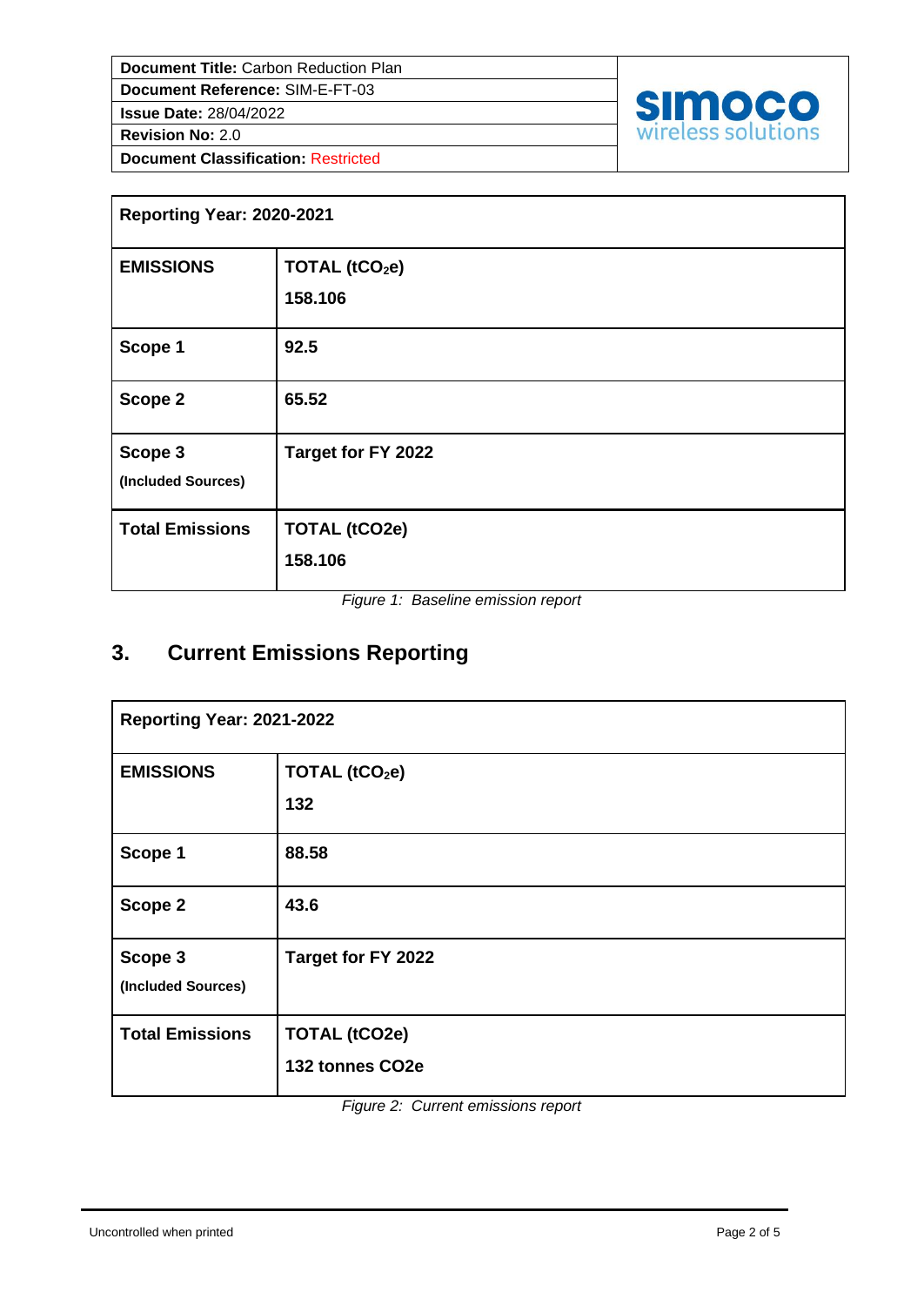| Reporting Year: 2020-2021 | |
|---|---|
| **EMISSIONS** | **TOTAL ($tCO_2e$)** **158.106** |
| **Scope 1** | **92.5** |
| **Scope 2** | **65.52** |
| **Scope 3** (Included Sources) | **Target for FY 2022** |
| **Total Emissions** | **TOTAL (tCO2e)** **158.106** |

*Figure 1: Baseline emission report*

## 3. Current Emissions Reporting

| Reporting Year: 2021-2022 | |
|---|---|
| **EMISSIONS** | **TOTAL ($tCO_2e$)** **132** |
| **Scope 1** | **88.58** |
| **Scope 2** | **43.6** |
| **Scope 3** (Included Sources) | **Target for FY 2022** |
| **Total Emissions** | **TOTAL (tCO2e)** **132 tonnes CO2e** |

*Figure 2: Current emissions report*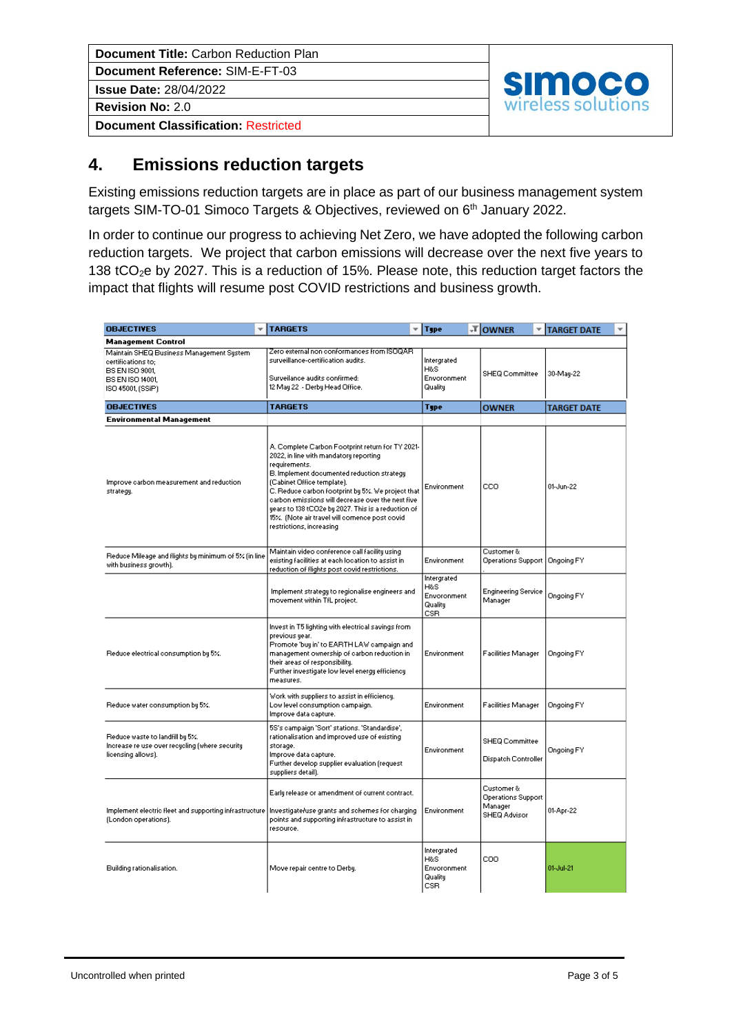| **Document Title:** Carbon Reduction Plan | simoco wireless solutions |
|---|---|
| **Document Reference:** SIM-E-FT-03 | |
| **Issue Date:** 28/04/2022 | |
| **Revision No:** 2.0 | |
| **Document Classification:** Restricted | |

## 4. Emissions reduction targets

Existing emissions reduction targets are in place as part of our business management system targets SIM-TO-01 Simoco Targets & Objectives, reviewed on 6th January 2022.

In order to continue our progress to achieving Net Zero, we have adopted the following carbon reduction targets. We project that carbon emissions will decrease over the next five years to 138 $tCO_2e$ by 2027. This is a reduction of 15%. Please note, this reduction target factors the impact that flights will resume post COVID restrictions and business growth.

| OBJECTIVES | TARGETS | Type | OWNER | TARGET DATE |
|---|---|---|---|---|
| **Management Control** | | | | |
| Maintain SHEQ Business Management System certifications to; BS EN ISO 9001, BS EN ISO 14001, ISO 45001, (SSiP) | Zero external non conformances from ISOQAR surveillance-certification audits. Surveilance audits confirmed: 12 May 22 - Derby Head Office. | Intergrated H&S Envoronment Quality | SHEQ Committee | 30-May-22 |
| **OBJECTIVES** | **TARGETS** | **Type** | **OWNER** | **TARGET DATE** |
| **Environmental Management** | | | | |
| Improve carbon measurement and reduction strategy. | A. Complete Carbon Footprint return for TY 2021-2022, in line with mandatory reporting requirements. B. Implement documented reduction strategy (Cabinet Office template). C. Reduce carbon footprint by 5%. We project that carbon emissions will decrease over the next five years to 138 tCO2e by 2027. This is a reduction of 15%. (Note air travel will comence post covid restrictions, increasing | Environment | CCO | 01-Jun-22 |
| Reduce Mileage and flights by minimum of 5% (in line with business growth). | Maintain video conference call facility using existing facilities at each location to assist in reduction of flights post covid restrictions. | Environment | Customer & Operations Support | Ongoing FY |
| | Implement strategy to regionalise engineers and movement within TfL project. | Intergrated H&S Envoronment Quality CSR | Engineering Service Manager | Ongoing FY |
| Reduce electrical consumption by 5%. | Invest in T5 lighting with electrical savings from previous year. Promote 'buy in' to EARTH LAW campaign and management ownership of carbon reduction in their areas of responsibility. Further investigate low level energy efficiency measures. | Environment | Facilities Manager | Ongoing FY |
| Reduce water consumption by 5%. | Work with suppliers to assist in efficiency. Low level consumption campaign. Improve data capture. | Environment | Facilities Manager | Ongoing FY |
| Reduce waste to landfill by 5%. Increase re use over recycling (where security licensing allows). | 5S's campaign 'Sort' stations. 'Standardise', rationalisation and improved use of existing storage. Improve data capture. Further develop supplier evaluation (request suppliers detail). | Environment | SHEQ Committee Dispatch Controller | Ongoing FY |
| Implement electric fleet and supporting infrastructure (London operations). | Early release or amendment of current contract. Investigate/use grants and schemes for charging points and supporting infrastructure to assist in resource. | Environment | Customer & Operations Support Manager SHEQ Advisor | 01-Apr-22 |
| Building rationalisation. | Move repair centre to Derby. | Intergrated H&S Envoronment Quality CSR | COO | 01-Jul-21 |

Uncontrolled when printed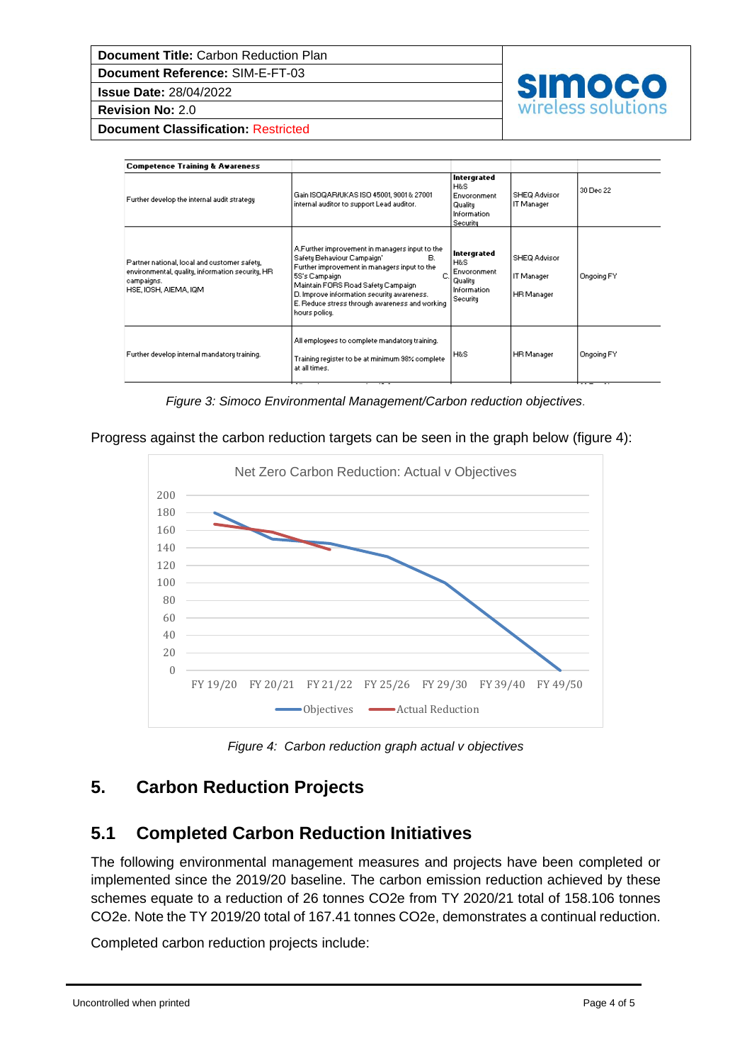| Competence Training & Awareness | | | | |
|---|---|---|---|---|
| Further develop the internal audit strategy | Gain ISOQAR/UKAS ISO 45001, 9001 & 27001 internal auditor to support Lead auditor. | **Intergrated** H&S Envoronment Quality Information Security | SHEQ Advisor IT Manager | 30 Dec 22 |
| Partner national, local and customer safety, environmental, quality, information security, HR campaigns. HSE, IOSH, AIEMA, IQM | A.Further improvement in managers input to the Safety Behaviour Campaign' B. Further improvement in managers input to the 5S's Campaign C. Maintain FORS Road Safety Campaign D. Improve information security awareness. E. Reduce stress through awareness and working hours policy. | **Intergrated** H&S Envoronment Quality Information Security | SHEQ Advisor IT Manager HR Manager | Ongoing FY |
| Further develop internal mandatory training. | All employees to complete mandatory training. Training register to be at minimum 98% complete at all times. | H&S | HR Manager | Ongoing FY |

*Figure 3: Simoco Environmental Management/Carbon reduction objectives.*

Progress against the carbon reduction targets can be seen in the graph below (figure 4):

*Figure 4: Carbon reduction graph actual v objectives*

## 5. Carbon Reduction Projects

### 5.1 Completed Carbon Reduction Initiatives

The following environmental management measures and projects have been completed or implemented since the 2019/20 baseline. The carbon emission reduction achieved by these schemes equate to a reduction of 26 tonnes $CO_2e$ from TY 2020/21 total of 158.106 tonnes $CO_2e$. Note the TY 2019/20 total of 167.41 tonnes $CO_2e$, demonstrates a continual reduction.

Completed carbon reduction projects include: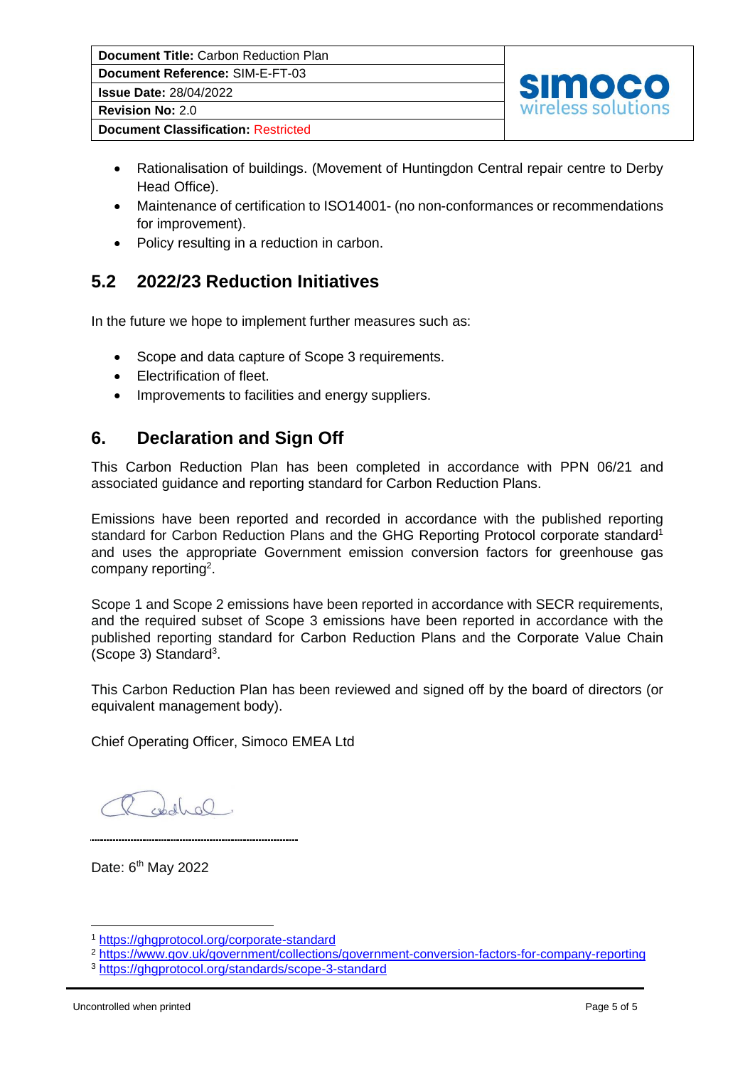- Rationalisation of buildings. (Movement of Huntingdon Central repair centre to Derby Head Office).
- Maintenance of certification to ISO14001- (no non-conformances or recommendations for improvement).
- Policy resulting in a reduction in carbon.

## 5.2 2022/23 Reduction Initiatives

In the future we hope to implement further measures such as:

- Scope and data capture of Scope 3 requirements.
- Electrification of fleet.
- Improvements to facilities and energy suppliers.

# 6. Declaration and Sign Off

This Carbon Reduction Plan has been completed in accordance with PPN 06/21 and associated guidance and reporting standard for Carbon Reduction Plans.

Emissions have been reported and recorded in accordance with the published reporting standard for Carbon Reduction Plans and the GHG Reporting Protocol corporate standard[1] and uses the appropriate Government emission conversion factors for greenhouse gas company reporting[2].

Scope 1 and Scope 2 emissions have been reported in accordance with SECR requirements, and the required subset of Scope 3 emissions have been reported in accordance with the published reporting standard for Carbon Reduction Plans and the Corporate Value Chain (Scope 3) Standard[3].

This Carbon Reduction Plan has been reviewed and signed off by the board of directors (or equivalent management body).

Chief Operating Officer, Simoco EMEA Ltd

..............................................................................

Date: 6th May 2022

[1] https://ghgprotocol.org/corporate-standard
[2] https://www.gov.uk/government/collections/government-conversion-factors-for-company-reporting
[3] https://ghgprotocol.org/standards/scope-3-standard